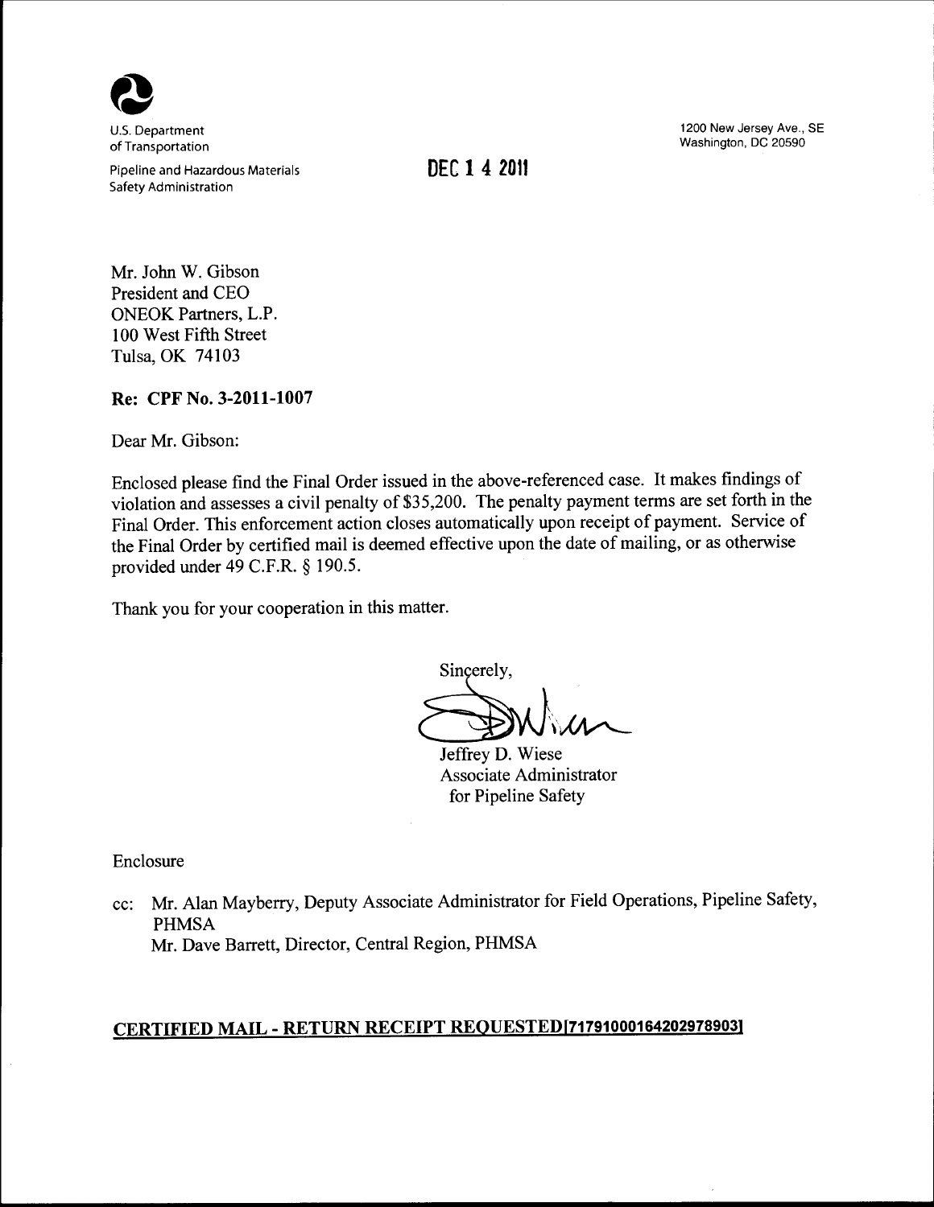U.S. Department of Transportation

Pipeline and Hazardous Materials Safety Administration

1200 New Jersey Ave., SE
Washington, DC 20590

DEC 14 2011

Mr. John W. Gibson
President and CEO
ONEOK Partners, L.P.
100 West Fifth Street
Tulsa, OK 74103

**Re: CPF No. 3-2011-1007**

Dear Mr. Gibson:

Enclosed please find the Final Order issued in the above-referenced case. It makes findings of violation and assesses a civil penalty of $35,200. The penalty payment terms are set forth in the Final Order. This enforcement action closes automatically upon receipt of payment. Service of the Final Order by certified mail is deemed effective upon the date of mailing, or as otherwise provided under 49 C.F.R. § 190.5.

Thank you for your cooperation in this matter.

Sincerely,

Jeffrey D. Wiese
Associate Administrator
for Pipeline Safety

Enclosure

cc: Mr. Alan Mayberry, Deputy Associate Administrator for Field Operations, Pipeline Safety, PHMSA
Mr. Dave Barrett, Director, Central Region, PHMSA

**CERTIFIED MAIL - RETURN RECEIPT REQUESTED[71791000164202978903]**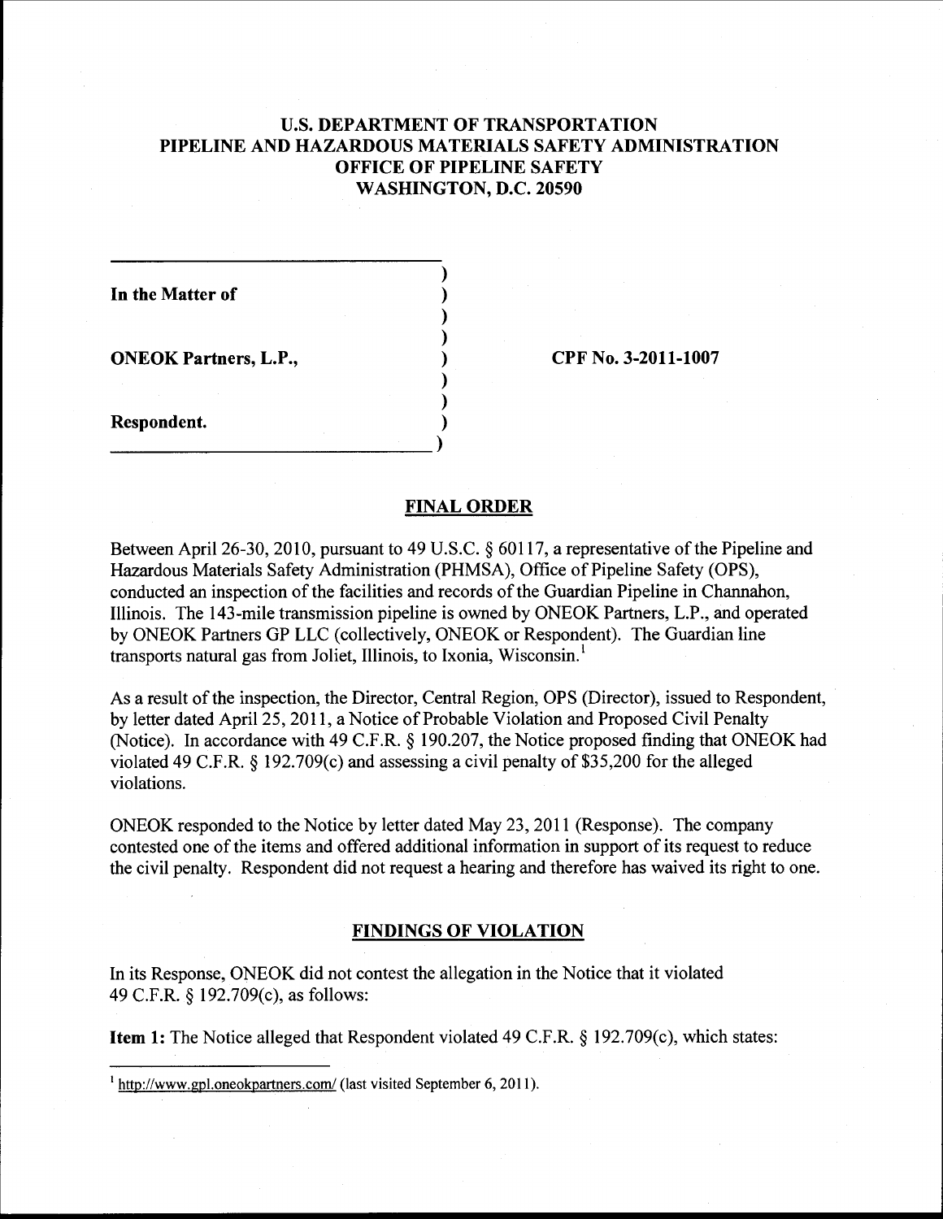U.S. DEPARTMENT OF TRANSPORTATION
PIPELINE AND HAZARDOUS MATERIALS SAFETY ADMINISTRATION
OFFICE OF PIPELINE SAFETY
WASHINGTON, D.C. 20590

| | | |
|---|---|---|
| **In the Matter of** | ) | |
| | ) | |
| **ONEOK Partners, L.P.,** | ) | **CPF No. 3-2011-1007** |
| | ) | |
| **Respondent.** | ) | |

## FINAL ORDER

Between April 26-30, 2010, pursuant to 49 U.S.C. § 60117, a representative of the Pipeline and Hazardous Materials Safety Administration (PHMSA), Office of Pipeline Safety (OPS), conducted an inspection of the facilities and records of the Guardian Pipeline in Channahon, Illinois. The 143-mile transmission pipeline is owned by ONEOK Partners, L.P., and operated by ONEOK Partners GP LLC (collectively, ONEOK or Respondent). The Guardian line transports natural gas from Joliet, Illinois, to Ixonia, Wisconsin.[1]

As a result of the inspection, the Director, Central Region, OPS (Director), issued to Respondent, by letter dated April 25, 2011, a Notice of Probable Violation and Proposed Civil Penalty (Notice). In accordance with 49 C.F.R. § 190.207, the Notice proposed finding that ONEOK had violated 49 C.F.R. § 192.709(c) and assessing a civil penalty of $35,200 for the alleged violations.

ONEOK responded to the Notice by letter dated May 23, 2011 (Response). The company contested one of the items and offered additional information in support of its request to reduce the civil penalty. Respondent did not request a hearing and therefore has waived its right to one.

## FINDINGS OF VIOLATION

In its Response, ONEOK did not contest the allegation in the Notice that it violated 49 C.F.R. § 192.709(c), as follows:

**Item 1:** The Notice alleged that Respondent violated 49 C.F.R. § 192.709(c), which states:

---

[1] http://www.gpl.oneokpartners.com/ (last visited September 6, 2011).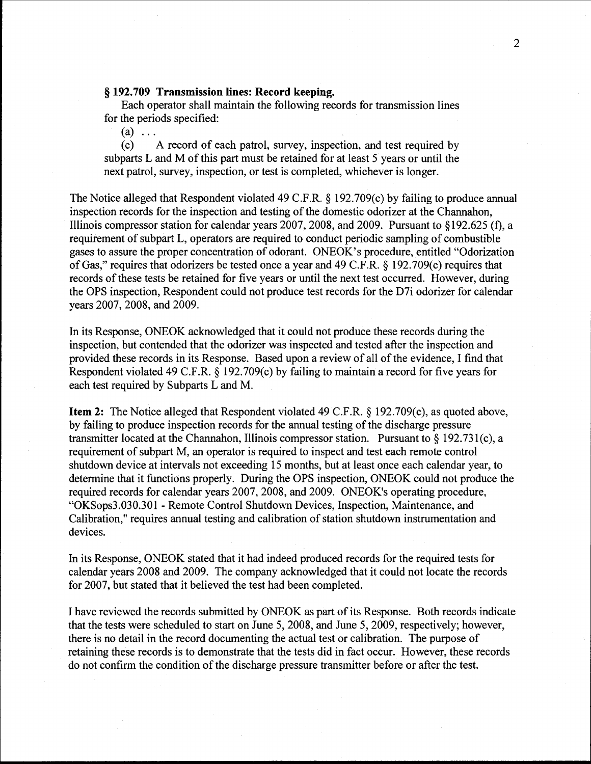**§ 192.709 Transmission lines: Record keeping.**

Each operator shall maintain the following records for transmission lines for the periods specified:

(a) . . .

(c) A record of each patrol, survey, inspection, and test required by subparts L and M of this part must be retained for at least 5 years or until the next patrol, survey, inspection, or test is completed, whichever is longer.

The Notice alleged that Respondent violated 49 C.F.R. § 192.709(c) by failing to produce annual inspection records for the inspection and testing of the domestic odorizer at the Channahon, Illinois compressor station for calendar years 2007, 2008, and 2009. Pursuant to §192.625 (f), a requirement of subpart L, operators are required to conduct periodic sampling of combustible gases to assure the proper concentration of odorant. ONEOK's procedure, entitled "Odorization of Gas," requires that odorizers be tested once a year and 49 C.F.R. § 192.709(c) requires that records of these tests be retained for five years or until the next test occurred. However, during the OPS inspection, Respondent could not produce test records for the D7i odorizer for calendar years 2007, 2008, and 2009.

In its Response, ONEOK acknowledged that it could not produce these records during the inspection, but contended that the odorizer was inspected and tested after the inspection and provided these records in its Response. Based upon a review of all of the evidence, I find that Respondent violated 49 C.F.R. § 192.709(c) by failing to maintain a record for five years for each test required by Subparts L and M.

**Item 2:** The Notice alleged that Respondent violated 49 C.F.R. § 192.709(c), as quoted above, by failing to produce inspection records for the annual testing of the discharge pressure transmitter located at the Channahon, Illinois compressor station. Pursuant to § 192.731(c), a requirement of subpart M, an operator is required to inspect and test each remote control shutdown device at intervals not exceeding 15 months, but at least once each calendar year, to determine that it functions properly. During the OPS inspection, ONEOK could not produce the required records for calendar years 2007, 2008, and 2009. ONEOK's operating procedure, "OKSops3.030.301 - Remote Control Shutdown Devices, Inspection, Maintenance, and Calibration," requires annual testing and calibration of station shutdown instrumentation and devices.

In its Response, ONEOK stated that it had indeed produced records for the required tests for calendar years 2008 and 2009. The company acknowledged that it could not locate the records for 2007, but stated that it believed the test had been completed.

I have reviewed the records submitted by ONEOK as part of its Response. Both records indicate that the tests were scheduled to start on June 5, 2008, and June 5, 2009, respectively; however, there is no detail in the record documenting the actual test or calibration. The purpose of retaining these records is to demonstrate that the tests did in fact occur. However, these records do not confirm the condition of the discharge pressure transmitter before or after the test.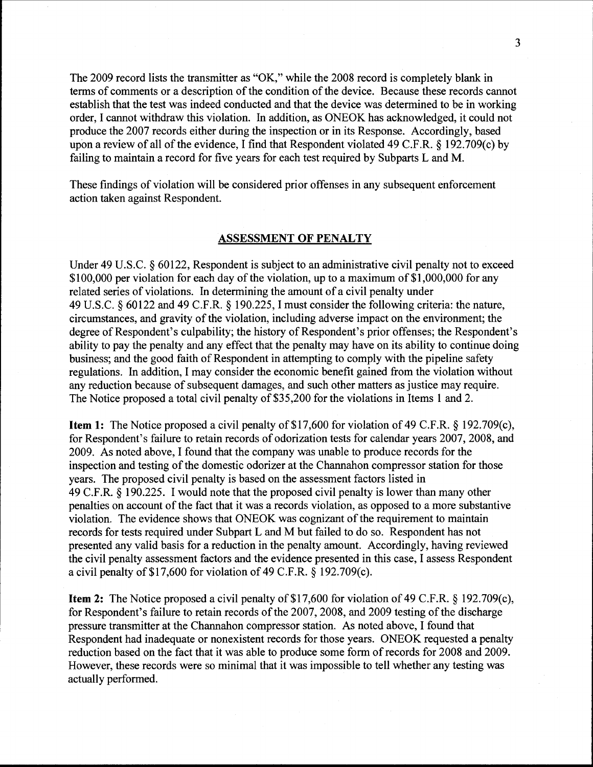The 2009 record lists the transmitter as "OK," while the 2008 record is completely blank in terms of comments or a description of the condition of the device. Because these records cannot establish that the test was indeed conducted and that the device was determined to be in working order, I cannot withdraw this violation. In addition, as ONEOK has acknowledged, it could not produce the 2007 records either during the inspection or in its Response. Accordingly, based upon a review of all of the evidence, I find that Respondent violated 49 C.F.R. § 192.709(c) by failing to maintain a record for five years for each test required by Subparts L and M.

These findings of violation will be considered prior offenses in any subsequent enforcement action taken against Respondent.

## ASSESSMENT OF PENALTY

Under 49 U.S.C. § 60122, Respondent is subject to an administrative civil penalty not to exceed $100,000 per violation for each day of the violation, up to a maximum of $1,000,000 for any related series of violations. In determining the amount of a civil penalty under 49 U.S.C. § 60122 and 49 C.F.R. § 190.225, I must consider the following criteria: the nature, circumstances, and gravity of the violation, including adverse impact on the environment; the degree of Respondent's culpability; the history of Respondent's prior offenses; the Respondent's ability to pay the penalty and any effect that the penalty may have on its ability to continue doing business; and the good faith of Respondent in attempting to comply with the pipeline safety regulations. In addition, I may consider the economic benefit gained from the violation without any reduction because of subsequent damages, and such other matters as justice may require. The Notice proposed a total civil penalty of $35,200 for the violations in Items 1 and 2.

**Item 1:** The Notice proposed a civil penalty of $17,600 for violation of 49 C.F.R. § 192.709(c), for Respondent's failure to retain records of odorization tests for calendar years 2007, 2008, and 2009. As noted above, I found that the company was unable to produce records for the inspection and testing of the domestic odorizer at the Channahon compressor station for those years. The proposed civil penalty is based on the assessment factors listed in 49 C.F.R. § 190.225. I would note that the proposed civil penalty is lower than many other penalties on account of the fact that it was a records violation, as opposed to a more substantive violation. The evidence shows that ONEOK was cognizant of the requirement to maintain records for tests required under Subpart L and M but failed to do so. Respondent has not presented any valid basis for a reduction in the penalty amount. Accordingly, having reviewed the civil penalty assessment factors and the evidence presented in this case, I assess Respondent a civil penalty of $17,600 for violation of 49 C.F.R. § 192.709(c).

**Item 2:** The Notice proposed a civil penalty of $17,600 for violation of 49 C.F.R. § 192.709(c), for Respondent's failure to retain records of the 2007, 2008, and 2009 testing of the discharge pressure transmitter at the Channahon compressor station. As noted above, I found that Respondent had inadequate or nonexistent records for those years. ONEOK requested a penalty reduction based on the fact that it was able to produce some form of records for 2008 and 2009. However, these records were so minimal that it was impossible to tell whether any testing was actually performed.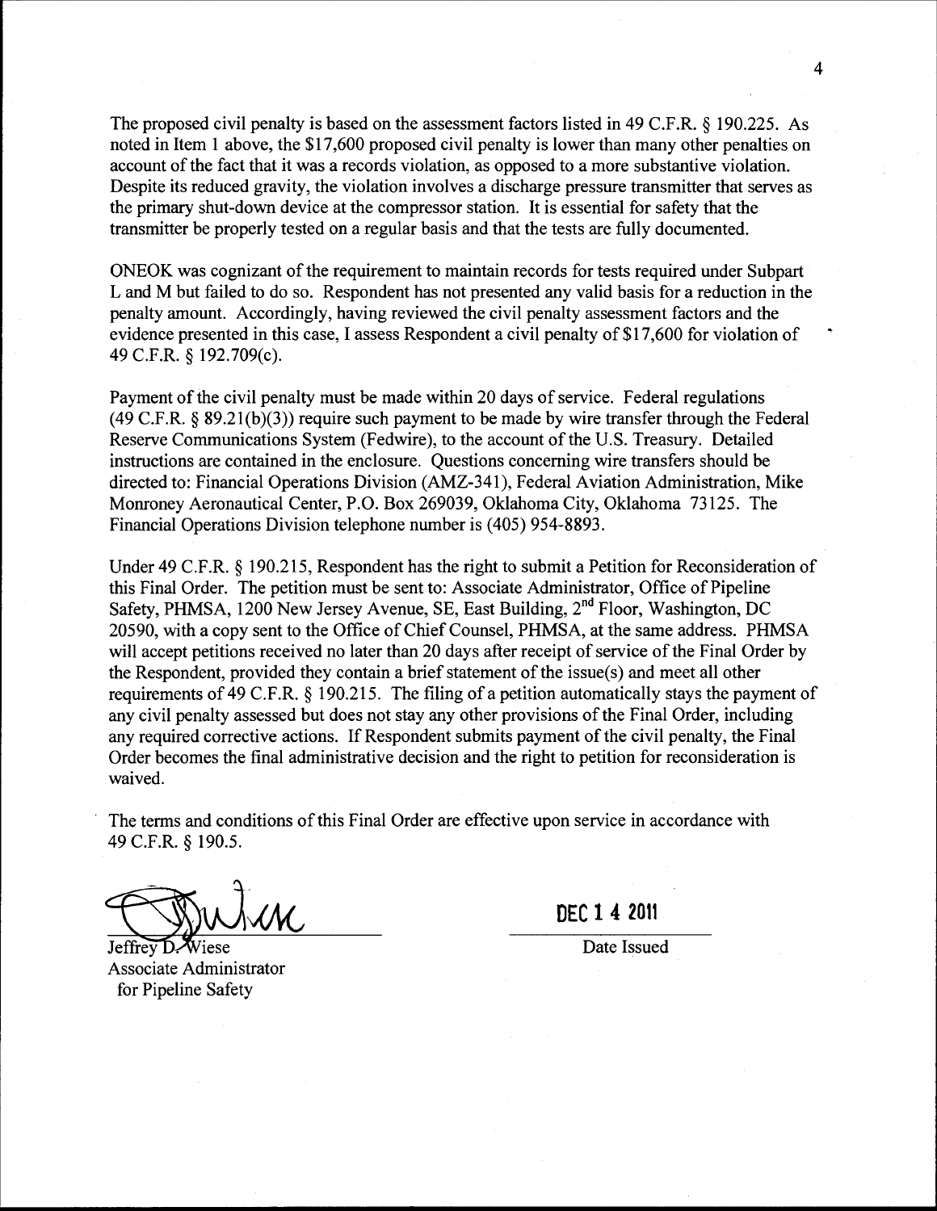The proposed civil penalty is based on the assessment factors listed in 49 C.F.R. § 190.225. As noted in Item 1 above, the $17,600 proposed civil penalty is lower than many other penalties on account of the fact that it was a records violation, as opposed to a more substantive violation. Despite its reduced gravity, the violation involves a discharge pressure transmitter that serves as the primary shut-down device at the compressor station. It is essential for safety that the transmitter be properly tested on a regular basis and that the tests are fully documented.

ONEOK was cognizant of the requirement to maintain records for tests required under Subpart L and M but failed to do so. Respondent has not presented any valid basis for a reduction in the penalty amount. Accordingly, having reviewed the civil penalty assessment factors and the evidence presented in this case, I assess Respondent a civil penalty of $17,600 for violation of 49 C.F.R. § 192.709(c).

Payment of the civil penalty must be made within 20 days of service. Federal regulations (49 C.F.R. § 89.21(b)(3)) require such payment to be made by wire transfer through the Federal Reserve Communications System (Fedwire), to the account of the U.S. Treasury. Detailed instructions are contained in the enclosure. Questions concerning wire transfers should be directed to: Financial Operations Division (AMZ-341), Federal Aviation Administration, Mike Monroney Aeronautical Center, P.O. Box 269039, Oklahoma City, Oklahoma 73125. The Financial Operations Division telephone number is (405) 954-8893.

Under 49 C.F.R. § 190.215, Respondent has the right to submit a Petition for Reconsideration of this Final Order. The petition must be sent to: Associate Administrator, Office of Pipeline Safety, PHMSA, 1200 New Jersey Avenue, SE, East Building, 2nd Floor, Washington, DC 20590, with a copy sent to the Office of Chief Counsel, PHMSA, at the same address. PHMSA will accept petitions received no later than 20 days after receipt of service of the Final Order by the Respondent, provided they contain a brief statement of the issue(s) and meet all other requirements of 49 C.F.R. § 190.215. The filing of a petition automatically stays the payment of any civil penalty assessed but does not stay any other provisions of the Final Order, including any required corrective actions. If Respondent submits payment of the civil penalty, the Final Order becomes the final administrative decision and the right to petition for reconsideration is waived.

The terms and conditions of this Final Order are effective upon service in accordance with 49 C.F.R. § 190.5.

Jeffrey D. Wiese
Associate Administrator
for Pipeline Safety

DEC 14 2011
Date Issued